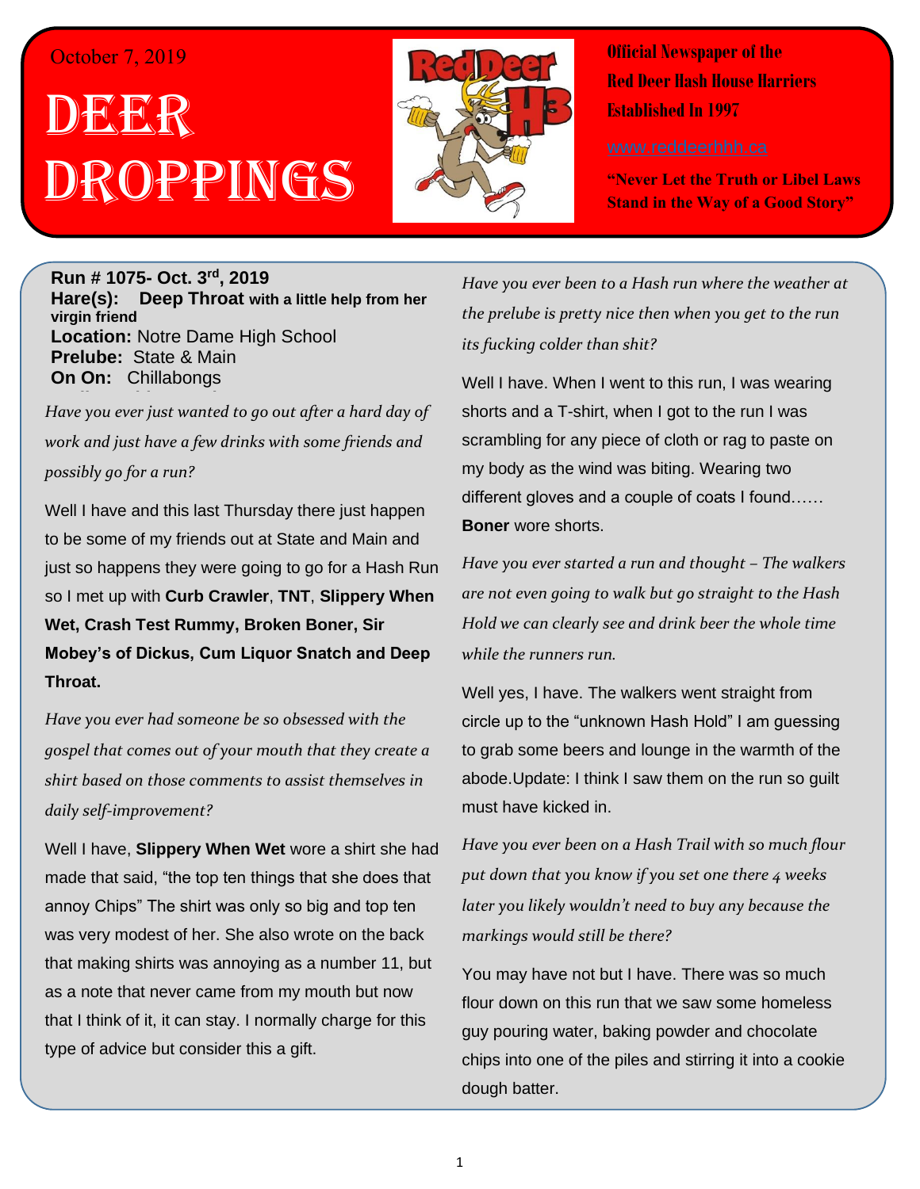October 7, 2019

# Deer Droppings

**Official Newspaper of the Red Deer Hash House Harriers Established In 1997**

www.reddeerhhh.ca

**"Never Let the Truth or Libel Laws Stand in the Way of a Good Story"**

**Run # 1075- Oct. 3rd, 2019**
**Hare(s): Deep Throat with a little help from her virgin friend**
**Location:** Notre Dame High School
**Prelube:** State & Main
**On On:** Chillabongs

*Have you ever just wanted to go out after a hard day of work and just have a few drinks with some friends and possibly go for a run?*

Well I have and this last Thursday there just happen to be some of my friends out at State and Main and just so happens they were going to go for a Hash Run so I met up with **Curb Crawler**, **TNT**, **Slippery When Wet, Crash Test Rummy, Broken Boner, Sir Mobey's of Dickus, Cum Liquor Snatch and Deep Throat.**

*Have you ever had someone be so obsessed with the gospel that comes out of your mouth that they create a shirt based on those comments to assist themselves in daily self-improvement?*

Well I have, **Slippery When Wet** wore a shirt she had made that said, "the top ten things that she does that annoy Chips" The shirt was only so big and top ten was very modest of her. She also wrote on the back that making shirts was annoying as a number 11, but as a note that never came from my mouth but now that I think of it, it can stay. I normally charge for this type of advice but consider this a gift.

*Have you ever been to a Hash run where the weather at the prelube is pretty nice then when you get to the run its fucking colder than shit?*

Well I have. When I went to this run, I was wearing shorts and a T-shirt, when I got to the run I was scrambling for any piece of cloth or rag to paste on my body as the wind was biting. Wearing two different gloves and a couple of coats I found…… **Boner** wore shorts.

*Have you ever started a run and thought – The walkers are not even going to walk but go straight to the Hash Hold we can clearly see and drink beer the whole time while the runners run.*

Well yes, I have. The walkers went straight from circle up to the "unknown Hash Hold" I am guessing to grab some beers and lounge in the warmth of the abode.Update: I think I saw them on the run so guilt must have kicked in.

*Have you ever been on a Hash Trail with so much flour put down that you know if you set one there 4 weeks later you likely wouldn't need to buy any because the markings would still be there?*

You may have not but I have. There was so much flour down on this run that we saw some homeless guy pouring water, baking powder and chocolate chips into one of the piles and stirring it into a cookie dough batter.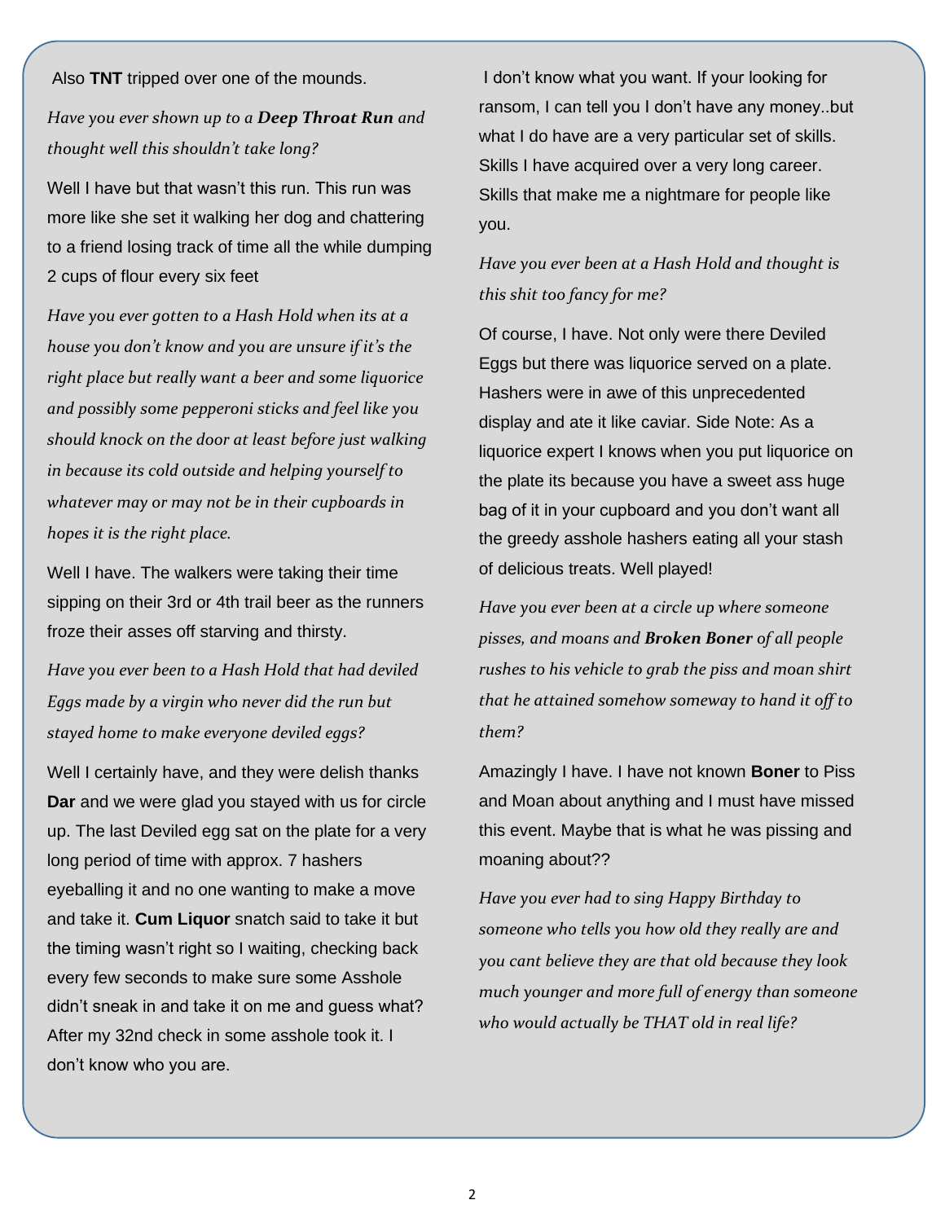Also **TNT** tripped over one of the mounds.

*Have you ever shown up to a **Deep Throat Run** and thought well this shouldn't take long?*

Well I have but that wasn't this run. This run was more like she set it walking her dog and chattering to a friend losing track of time all the while dumping 2 cups of flour every six feet

*Have you ever gotten to a Hash Hold when its at a house you don't know and you are unsure if it's the right place but really want a beer and some liquorice and possibly some pepperoni sticks and feel like you should knock on the door at least before just walking in because its cold outside and helping yourself to whatever may or may not be in their cupboards in hopes it is the right place.*

Well I have. The walkers were taking their time sipping on their 3rd or 4th trail beer as the runners froze their asses off starving and thirsty.

*Have you ever been to a Hash Hold that had deviled Eggs made by a virgin who never did the run but stayed home to make everyone deviled eggs?*

Well I certainly have, and they were delish thanks **Dar** and we were glad you stayed with us for circle up. The last Deviled egg sat on the plate for a very long period of time with approx. 7 hashers eyeballing it and no one wanting to make a move and take it. **Cum Liquor** snatch said to take it but the timing wasn't right so I waiting, checking back every few seconds to make sure some Asshole didn't sneak in and take it on me and guess what? After my 32nd check in some asshole took it. I don't know who you are.

I don't know what you want. If your looking for ransom, I can tell you I don't have any money..but what I do have are a very particular set of skills. Skills I have acquired over a very long career. Skills that make me a nightmare for people like you.

*Have you ever been at a Hash Hold and thought is this shit too fancy for me?*

Of course, I have. Not only were there Deviled Eggs but there was liquorice served on a plate. Hashers were in awe of this unprecedented display and ate it like caviar. Side Note: As a liquorice expert I knows when you put liquorice on the plate its because you have a sweet ass huge bag of it in your cupboard and you don't want all the greedy asshole hashers eating all your stash of delicious treats. Well played!

*Have you ever been at a circle up where someone pisses, and moans and **Broken Boner** of all people rushes to his vehicle to grab the piss and moan shirt that he attained somehow someway to hand it off to them?*

Amazingly I have. I have not known **Boner** to Piss and Moan about anything and I must have missed this event. Maybe that is what he was pissing and moaning about??

*Have you ever had to sing Happy Birthday to someone who tells you how old they really are and you cant believe they are that old because they look much younger and more full of energy than someone who would actually be THAT old in real life?*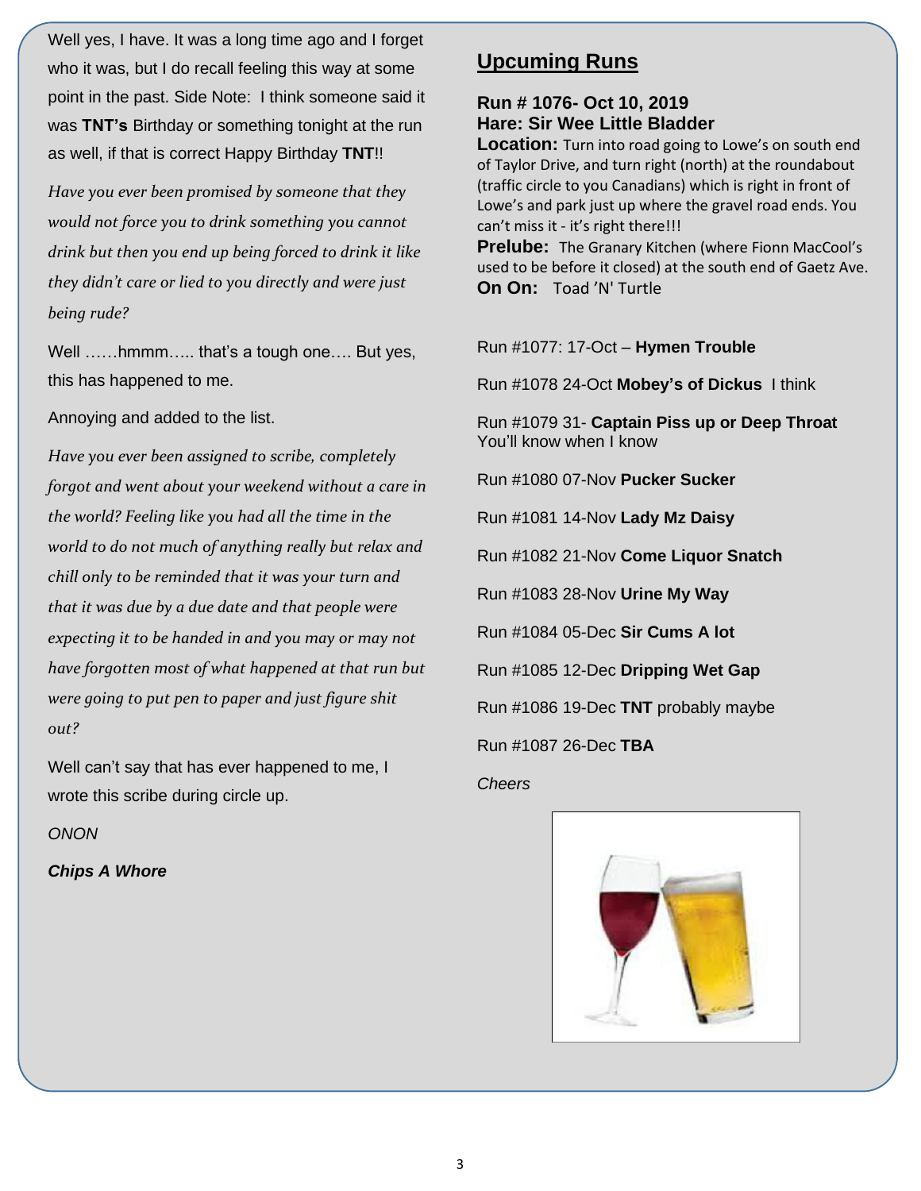Well yes, I have. It was a long time ago and I forget who it was, but I do recall feeling this way at some point in the past. Side Note: I think someone said it was **TNT's** Birthday or something tonight at the run as well, if that is correct Happy Birthday **TNT**!!

*Have you ever been promised by someone that they would not force you to drink something you cannot drink but then you end up being forced to drink it like they didn't care or lied to you directly and were just being rude?*

Well ……hmmm….. that's a tough one…. But yes, this has happened to me.

Annoying and added to the list.

*Have you ever been assigned to scribe, completely forgot and went about your weekend without a care in the world? Feeling like you had all the time in the world to do not much of anything really but relax and chill only to be reminded that it was your turn and that it was due by a due date and that people were expecting it to be handed in and you may or may not have forgotten most of what happened at that run but were going to put pen to paper and just figure shit out?*

Well can't say that has ever happened to me, I wrote this scribe during circle up.

*ONON*

***Chips A Whore***

## Upcuming Runs

**Run # 1076- Oct 10, 2019**
**Hare: Sir Wee Little Bladder**

**Location:** Turn into road going to Lowe's on south end of Taylor Drive, and turn right (north) at the roundabout (traffic circle to you Canadians) which is right in front of Lowe's and park just up where the gravel road ends. You can't miss it - it's right there!!!

**Prelube:** The Granary Kitchen (where Fionn MacCool's used to be before it closed) at the south end of Gaetz Ave.

**On On:** Toad 'N' Turtle

Run #1077: 17-Oct – **Hymen Trouble**

Run #1078 24-Oct **Mobey's of Dickus** I think

Run #1079 31- **Captain Piss up or Deep Throat** You'll know when I know

Run #1080 07-Nov **Pucker Sucker**

Run #1081 14-Nov **Lady Mz Daisy**

Run #1082 21-Nov **Come Liquor Snatch**

Run #1083 28-Nov **Urine My Way**

Run #1084 05-Dec **Sir Cums A lot**

Run #1085 12-Dec **Dripping Wet Gap**

Run #1086 19-Dec **TNT** probably maybe

Run #1087 26-Dec **TBA**

*Cheers*